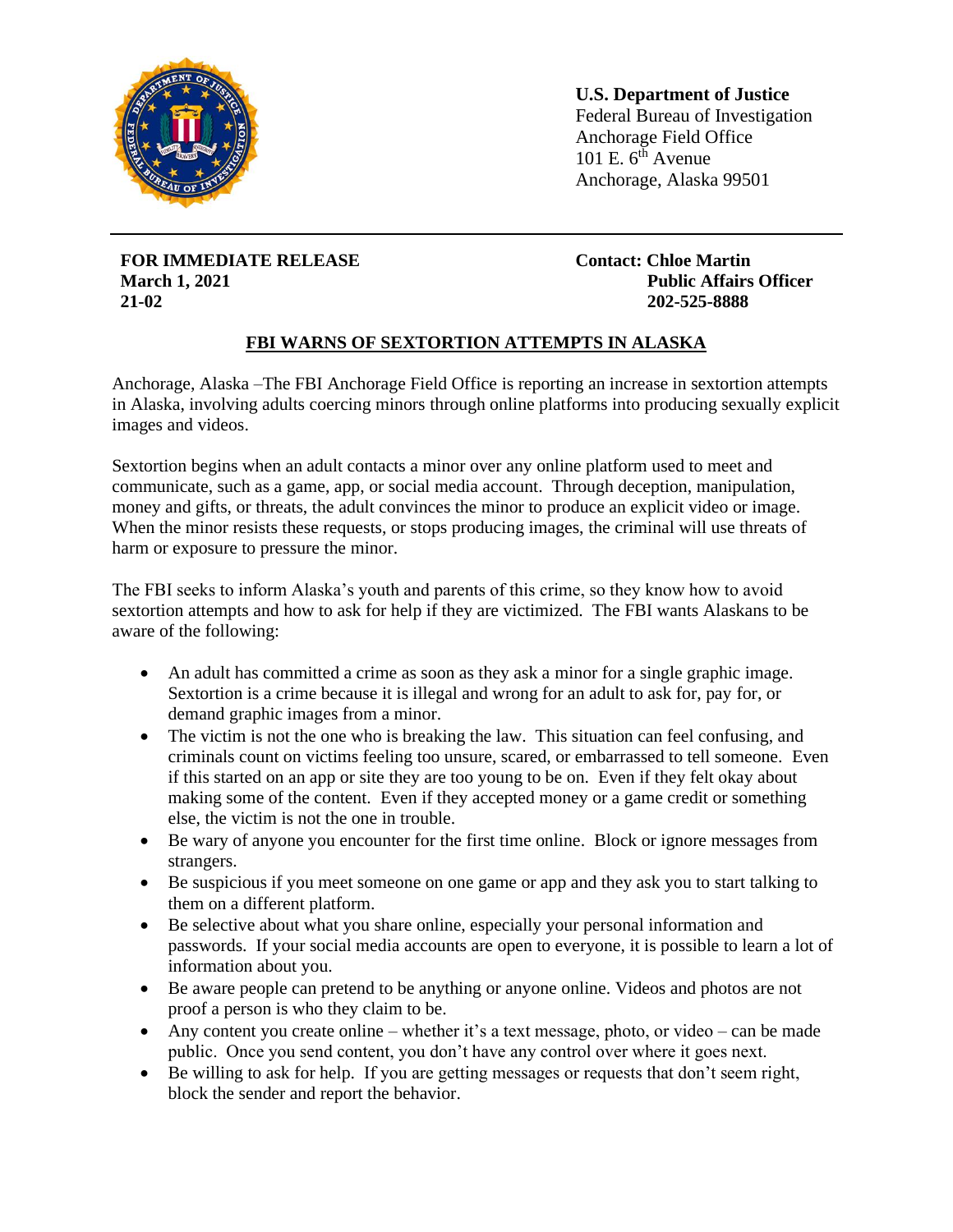**U.S. Department of Justice**
Federal Bureau of Investigation
Anchorage Field Office
101 E. 6th Avenue
Anchorage, Alaska 99501

---

**FOR IMMEDIATE RELEASE**
**March 1, 2021**
**21-02**

**Contact: Chloe Martin**
**Public Affairs Officer**
**202-525-8888**

## FBI WARNS OF SEXTORTION ATTEMPTS IN ALASKA

Anchorage, Alaska –The FBI Anchorage Field Office is reporting an increase in sextortion attempts in Alaska, involving adults coercing minors through online platforms into producing sexually explicit images and videos.

Sextortion begins when an adult contacts a minor over any online platform used to meet and communicate, such as a game, app, or social media account. Through deception, manipulation, money and gifts, or threats, the adult convinces the minor to produce an explicit video or image. When the minor resists these requests, or stops producing images, the criminal will use threats of harm or exposure to pressure the minor.

The FBI seeks to inform Alaska's youth and parents of this crime, so they know how to avoid sextortion attempts and how to ask for help if they are victimized. The FBI wants Alaskans to be aware of the following:

- An adult has committed a crime as soon as they ask a minor for a single graphic image. Sextortion is a crime because it is illegal and wrong for an adult to ask for, pay for, or demand graphic images from a minor.
- The victim is not the one who is breaking the law. This situation can feel confusing, and criminals count on victims feeling too unsure, scared, or embarrassed to tell someone. Even if this started on an app or site they are too young to be on. Even if they felt okay about making some of the content. Even if they accepted money or a game credit or something else, the victim is not the one in trouble.
- Be wary of anyone you encounter for the first time online. Block or ignore messages from strangers.
- Be suspicious if you meet someone on one game or app and they ask you to start talking to them on a different platform.
- Be selective about what you share online, especially your personal information and passwords. If your social media accounts are open to everyone, it is possible to learn a lot of information about you.
- Be aware people can pretend to be anything or anyone online. Videos and photos are not proof a person is who they claim to be.
- Any content you create online – whether it's a text message, photo, or video – can be made public. Once you send content, you don't have any control over where it goes next.
- Be willing to ask for help. If you are getting messages or requests that don't seem right, block the sender and report the behavior.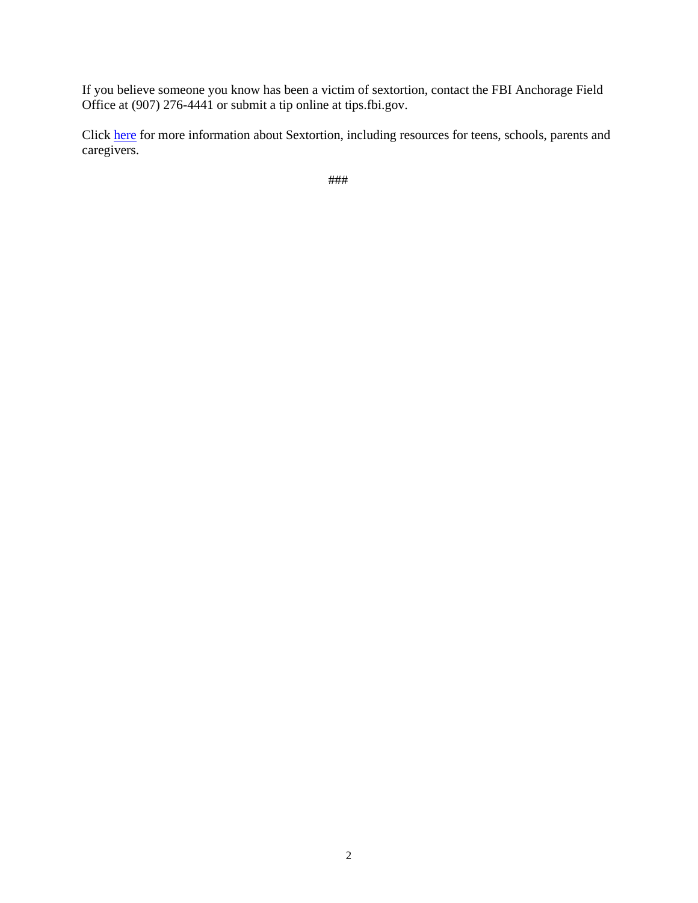If you believe someone you know has been a victim of sextortion, contact the FBI Anchorage Field Office at (907) 276-4441 or submit a tip online at tips.fbi.gov.

Click here for more information about Sextortion, including resources for teens, schools, parents and caregivers.

###